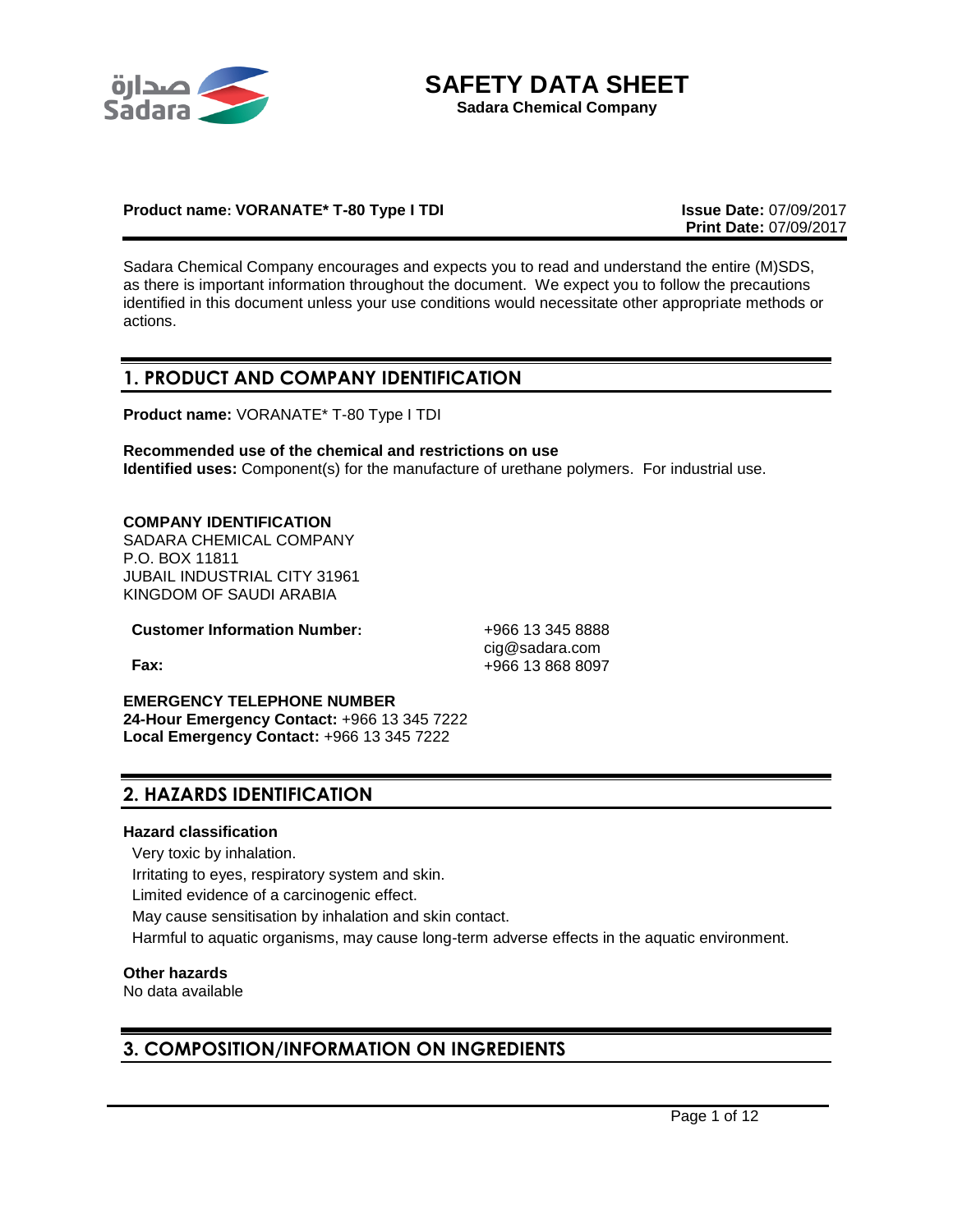# SAFETY DATA SHEET

**Sadara Chemical Company**

**Product name: VORANATE* T-80 Type I TDI**

**Issue Date:** 07/09/2017
**Print Date:** 07/09/2017

Sadara Chemical Company encourages and expects you to read and understand the entire (M)SDS, as there is important information throughout the document. We expect you to follow the precautions identified in this document unless your use conditions would necessitate other appropriate methods or actions.

## 1. PRODUCT AND COMPANY IDENTIFICATION

**Product name:** VORANATE* T-80 Type I TDI

**Recommended use of the chemical and restrictions on use**
**Identified uses:** Component(s) for the manufacture of urethane polymers. For industrial use.

**COMPANY IDENTIFICATION**
SADARA CHEMICAL COMPANY
P.O. BOX 11811
JUBAIL INDUSTRIAL CITY 31961
KINGDOM OF SAUDI ARABIA

**Customer Information Number:** +966 13 345 8888
cig@sadara.com
**Fax:** +966 13 868 8097

**EMERGENCY TELEPHONE NUMBER**
**24-Hour Emergency Contact:** +966 13 345 7222
**Local Emergency Contact:** +966 13 345 7222

## 2. HAZARDS IDENTIFICATION

**Hazard classification**

Very toxic by inhalation.
Irritating to eyes, respiratory system and skin.
Limited evidence of a carcinogenic effect.
May cause sensitisation by inhalation and skin contact.
Harmful to aquatic organisms, may cause long-term adverse effects in the aquatic environment.

**Other hazards**
No data available

## 3. COMPOSITION/INFORMATION ON INGREDIENTS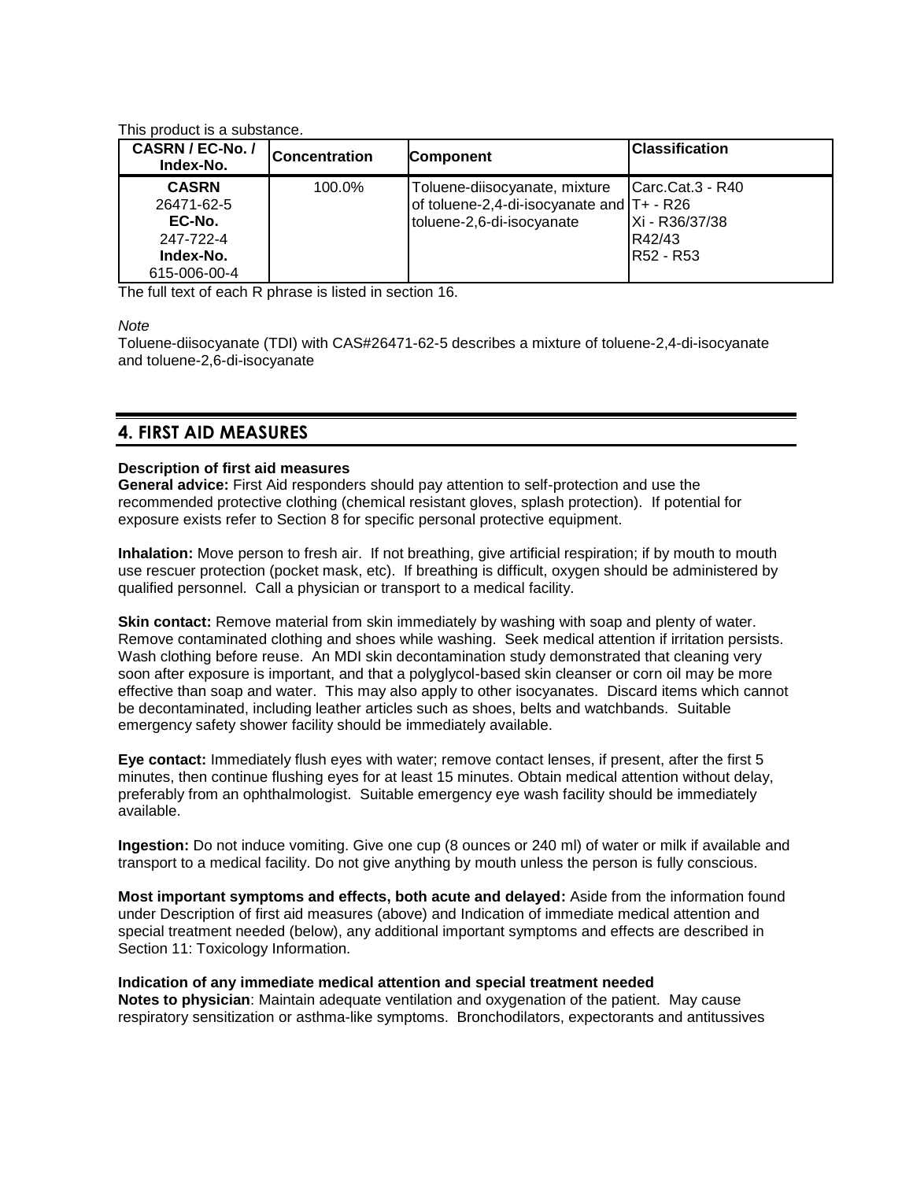This product is a substance.

| CASRN / EC-No. / Index-No. | Concentration | Component | Classification |
|---|---|---|---|
| **CASRN** 26471-62-5 **EC-No.** 247-722-4 **Index-No.** 615-006-00-4 | 100.0% | Toluene-diisocyanate, mixture of toluene-2,4-di-isocyanate and toluene-2,6-di-isocyanate | Carc.Cat.3 - R40 T+ - R26 Xi - R36/37/38 R42/43 R52 - R53 |

The full text of each R phrase is listed in section 16.

*Note*

Toluene-diisocyanate (TDI) with CAS#26471-62-5 describes a mixture of toluene-2,4-di-isocyanate and toluene-2,6-di-isocyanate

## 4. FIRST AID MEASURES

**Description of first aid measures**

**General advice:** First Aid responders should pay attention to self-protection and use the recommended protective clothing (chemical resistant gloves, splash protection). If potential for exposure exists refer to Section 8 for specific personal protective equipment.

**Inhalation:** Move person to fresh air. If not breathing, give artificial respiration; if by mouth to mouth use rescuer protection (pocket mask, etc). If breathing is difficult, oxygen should be administered by qualified personnel. Call a physician or transport to a medical facility.

**Skin contact:** Remove material from skin immediately by washing with soap and plenty of water. Remove contaminated clothing and shoes while washing. Seek medical attention if irritation persists. Wash clothing before reuse. An MDI skin decontamination study demonstrated that cleaning very soon after exposure is important, and that a polyglycol-based skin cleanser or corn oil may be more effective than soap and water. This may also apply to other isocyanates. Discard items which cannot be decontaminated, including leather articles such as shoes, belts and watchbands. Suitable emergency safety shower facility should be immediately available.

**Eye contact:** Immediately flush eyes with water; remove contact lenses, if present, after the first 5 minutes, then continue flushing eyes for at least 15 minutes. Obtain medical attention without delay, preferably from an ophthalmologist. Suitable emergency eye wash facility should be immediately available.

**Ingestion:** Do not induce vomiting. Give one cup (8 ounces or 240 ml) of water or milk if available and transport to a medical facility. Do not give anything by mouth unless the person is fully conscious.

**Most important symptoms and effects, both acute and delayed:** Aside from the information found under Description of first aid measures (above) and Indication of immediate medical attention and special treatment needed (below), any additional important symptoms and effects are described in Section 11: Toxicology Information.

**Indication of any immediate medical attention and special treatment needed**

**Notes to physician**: Maintain adequate ventilation and oxygenation of the patient. May cause respiratory sensitization or asthma-like symptoms. Bronchodilators, expectorants and antitussives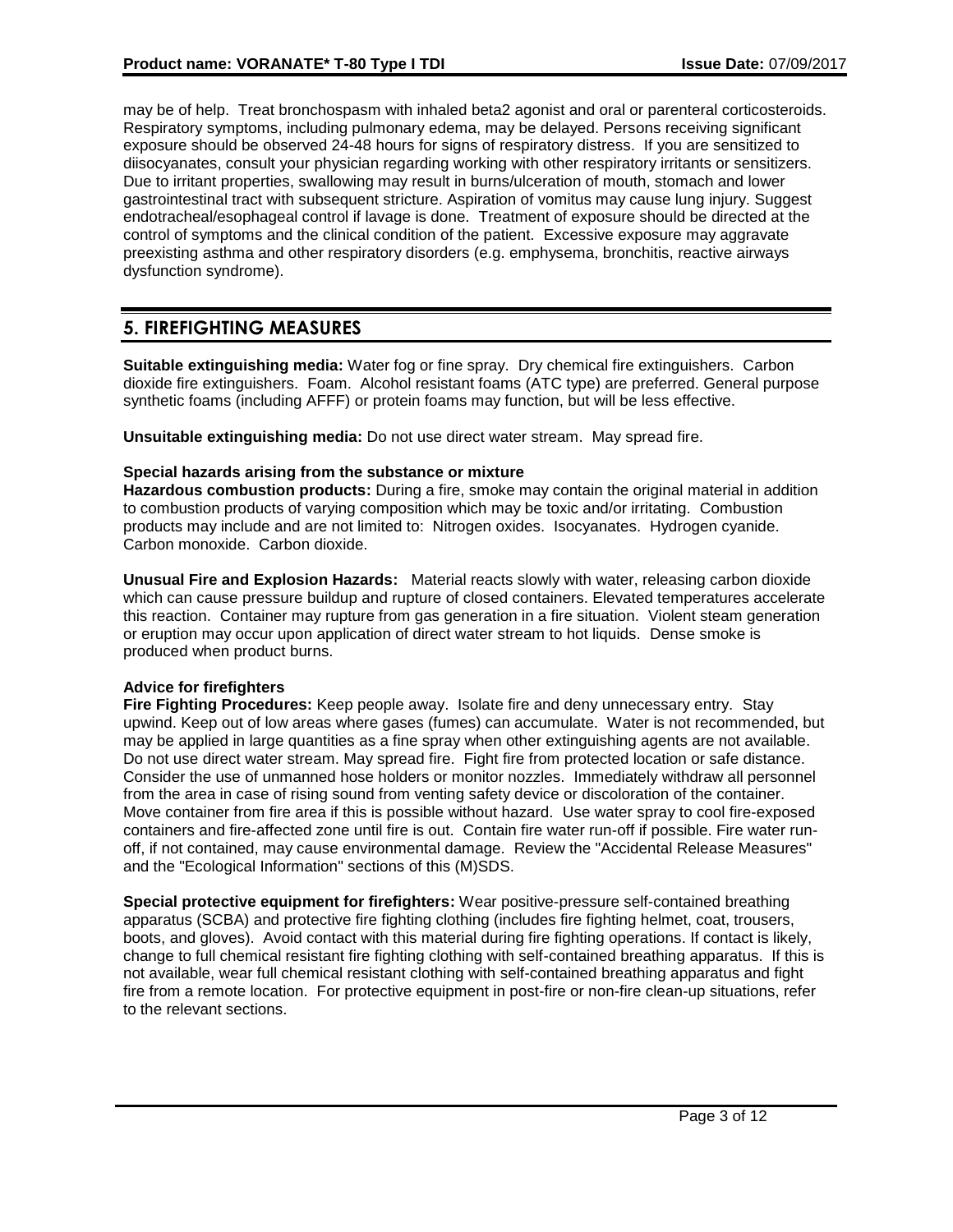may be of help. Treat bronchospasm with inhaled beta2 agonist and oral or parenteral corticosteroids. Respiratory symptoms, including pulmonary edema, may be delayed. Persons receiving significant exposure should be observed 24-48 hours for signs of respiratory distress. If you are sensitized to diisocyanates, consult your physician regarding working with other respiratory irritants or sensitizers. Due to irritant properties, swallowing may result in burns/ulceration of mouth, stomach and lower gastrointestinal tract with subsequent stricture. Aspiration of vomitus may cause lung injury. Suggest endotracheal/esophageal control if lavage is done. Treatment of exposure should be directed at the control of symptoms and the clinical condition of the patient. Excessive exposure may aggravate preexisting asthma and other respiratory disorders (e.g. emphysema, bronchitis, reactive airways dysfunction syndrome).

## 5. FIREFIGHTING MEASURES

**Suitable extinguishing media:** Water fog or fine spray. Dry chemical fire extinguishers. Carbon dioxide fire extinguishers. Foam. Alcohol resistant foams (ATC type) are preferred. General purpose synthetic foams (including AFFF) or protein foams may function, but will be less effective.

**Unsuitable extinguishing media:** Do not use direct water stream. May spread fire.

**Special hazards arising from the substance or mixture**

**Hazardous combustion products:** During a fire, smoke may contain the original material in addition to combustion products of varying composition which may be toxic and/or irritating. Combustion products may include and are not limited to: Nitrogen oxides. Isocyanates. Hydrogen cyanide. Carbon monoxide. Carbon dioxide.

**Unusual Fire and Explosion Hazards:** Material reacts slowly with water, releasing carbon dioxide which can cause pressure buildup and rupture of closed containers. Elevated temperatures accelerate this reaction. Container may rupture from gas generation in a fire situation. Violent steam generation or eruption may occur upon application of direct water stream to hot liquids. Dense smoke is produced when product burns.

**Advice for firefighters**

**Fire Fighting Procedures:** Keep people away. Isolate fire and deny unnecessary entry. Stay upwind. Keep out of low areas where gases (fumes) can accumulate. Water is not recommended, but may be applied in large quantities as a fine spray when other extinguishing agents are not available. Do not use direct water stream. May spread fire. Fight fire from protected location or safe distance. Consider the use of unmanned hose holders or monitor nozzles. Immediately withdraw all personnel from the area in case of rising sound from venting safety device or discoloration of the container. Move container from fire area if this is possible without hazard. Use water spray to cool fire-exposed containers and fire-affected zone until fire is out. Contain fire water run-off if possible. Fire water run-off, if not contained, may cause environmental damage. Review the "Accidental Release Measures" and the "Ecological Information" sections of this (M)SDS.

**Special protective equipment for firefighters:** Wear positive-pressure self-contained breathing apparatus (SCBA) and protective fire fighting clothing (includes fire fighting helmet, coat, trousers, boots, and gloves). Avoid contact with this material during fire fighting operations. If contact is likely, change to full chemical resistant fire fighting clothing with self-contained breathing apparatus. If this is not available, wear full chemical resistant clothing with self-contained breathing apparatus and fight fire from a remote location. For protective equipment in post-fire or non-fire clean-up situations, refer to the relevant sections.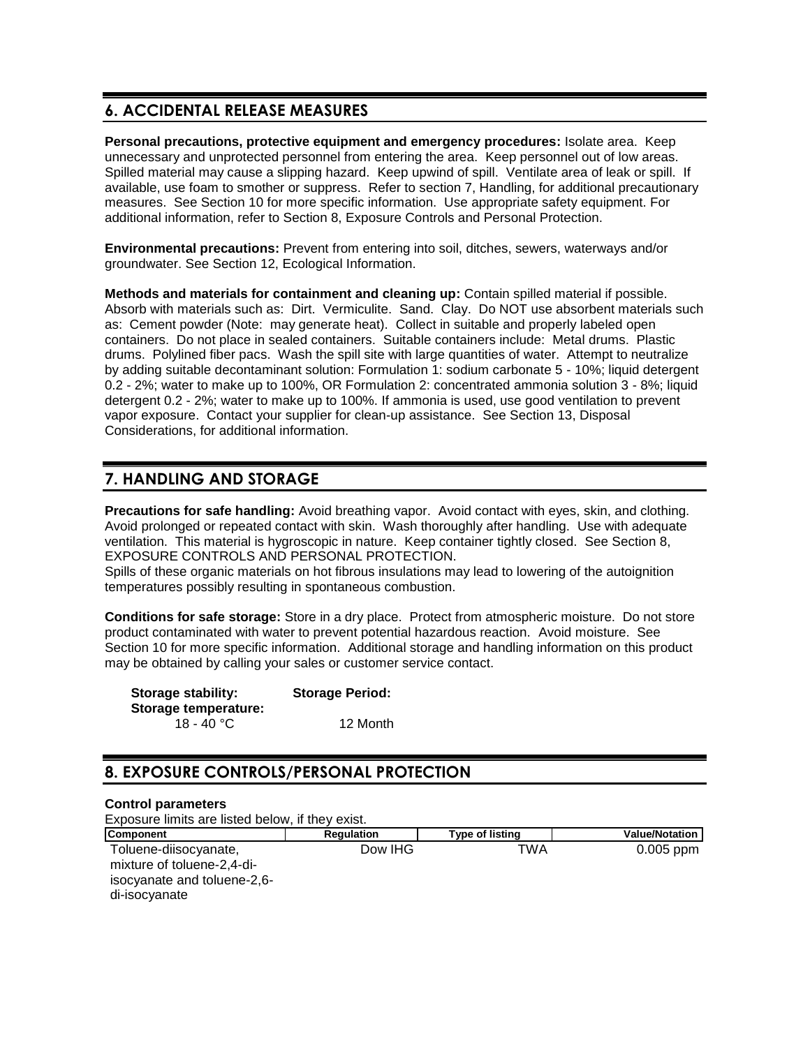## 6. ACCIDENTAL RELEASE MEASURES

**Personal precautions, protective equipment and emergency procedures:** Isolate area. Keep unnecessary and unprotected personnel from entering the area. Keep personnel out of low areas. Spilled material may cause a slipping hazard. Keep upwind of spill. Ventilate area of leak or spill. If available, use foam to smother or suppress. Refer to section 7, Handling, for additional precautionary measures. See Section 10 for more specific information. Use appropriate safety equipment. For additional information, refer to Section 8, Exposure Controls and Personal Protection.

**Environmental precautions:** Prevent from entering into soil, ditches, sewers, waterways and/or groundwater. See Section 12, Ecological Information.

**Methods and materials for containment and cleaning up:** Contain spilled material if possible. Absorb with materials such as: Dirt. Vermiculite. Sand. Clay. Do NOT use absorbent materials such as: Cement powder (Note: may generate heat). Collect in suitable and properly labeled open containers. Do not place in sealed containers. Suitable containers include: Metal drums. Plastic drums. Polylined fiber pacs. Wash the spill site with large quantities of water. Attempt to neutralize by adding suitable decontaminant solution: Formulation 1: sodium carbonate 5 - 10%; liquid detergent 0.2 - 2%; water to make up to 100%, OR Formulation 2: concentrated ammonia solution 3 - 8%; liquid detergent 0.2 - 2%; water to make up to 100%. If ammonia is used, use good ventilation to prevent vapor exposure. Contact your supplier for clean-up assistance. See Section 13, Disposal Considerations, for additional information.

## 7. HANDLING AND STORAGE

**Precautions for safe handling:** Avoid breathing vapor. Avoid contact with eyes, skin, and clothing. Avoid prolonged or repeated contact with skin. Wash thoroughly after handling. Use with adequate ventilation. This material is hygroscopic in nature. Keep container tightly closed. See Section 8, EXPOSURE CONTROLS AND PERSONAL PROTECTION.
Spills of these organic materials on hot fibrous insulations may lead to lowering of the autoignition temperatures possibly resulting in spontaneous combustion.

**Conditions for safe storage:** Store in a dry place. Protect from atmospheric moisture. Do not store product contaminated with water to prevent potential hazardous reaction. Avoid moisture. See Section 10 for more specific information. Additional storage and handling information on this product may be obtained by calling your sales or customer service contact.

| **Storage stability:** **Storage temperature:** | **Storage Period:** |
|---|---|
| 18 - 40 °C | 12 Month |

## 8. EXPOSURE CONTROLS/PERSONAL PROTECTION

**Control parameters**

Exposure limits are listed below, if they exist.

| Component | Regulation | Type of listing | Value/Notation |
|---|---|---|---|
| Toluene-diisocyanate, mixture of toluene-2,4-di-isocyanate and toluene-2,6-di-isocyanate | Dow IHG | TWA | 0.005 ppm |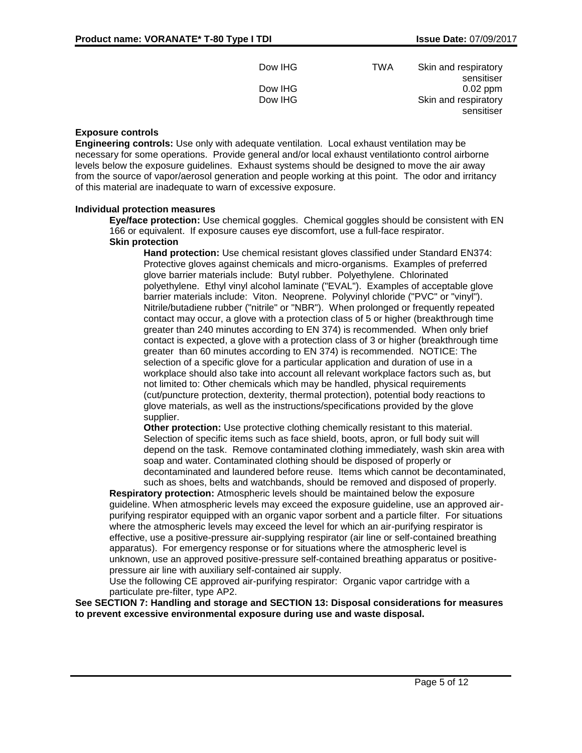| | | | |
|---|---|---|---|
| | Dow IHG | TWA | Skin and respiratory sensitiser |
| | Dow IHG | | 0.02 ppm |
| | Dow IHG | | Skin and respiratory sensitiser |

**Exposure controls**

**Engineering controls:** Use only with adequate ventilation. Local exhaust ventilation may be necessary for some operations. Provide general and/or local exhaust ventilationto control airborne levels below the exposure guidelines. Exhaust systems should be designed to move the air away from the source of vapor/aerosol generation and people working at this point. The odor and irritancy of this material are inadequate to warn of excessive exposure.

**Individual protection measures**

**Eye/face protection:** Use chemical goggles. Chemical goggles should be consistent with EN 166 or equivalent. If exposure causes eye discomfort, use a full-face respirator.

**Skin protection**

**Hand protection:** Use chemical resistant gloves classified under Standard EN374: Protective gloves against chemicals and micro-organisms. Examples of preferred glove barrier materials include: Butyl rubber. Polyethylene. Chlorinated polyethylene. Ethyl vinyl alcohol laminate ("EVAL"). Examples of acceptable glove barrier materials include: Viton. Neoprene. Polyvinyl chloride ("PVC" or "vinyl"). Nitrile/butadiene rubber ("nitrile" or "NBR"). When prolonged or frequently repeated contact may occur, a glove with a protection class of 5 or higher (breakthrough time greater than 240 minutes according to EN 374) is recommended. When only brief contact is expected, a glove with a protection class of 3 or higher (breakthrough time greater than 60 minutes according to EN 374) is recommended. NOTICE: The selection of a specific glove for a particular application and duration of use in a workplace should also take into account all relevant workplace factors such as, but not limited to: Other chemicals which may be handled, physical requirements (cut/puncture protection, dexterity, thermal protection), potential body reactions to glove materials, as well as the instructions/specifications provided by the glove supplier.

**Other protection:** Use protective clothing chemically resistant to this material. Selection of specific items such as face shield, boots, apron, or full body suit will depend on the task. Remove contaminated clothing immediately, wash skin area with soap and water. Contaminated clothing should be disposed of properly or decontaminated and laundered before reuse. Items which cannot be decontaminated, such as shoes, belts and watchbands, should be removed and disposed of properly.

**Respiratory protection:** Atmospheric levels should be maintained below the exposure guideline. When atmospheric levels may exceed the exposure guideline, use an approved air-purifying respirator equipped with an organic vapor sorbent and a particle filter. For situations where the atmospheric levels may exceed the level for which an air-purifying respirator is effective, use a positive-pressure air-supplying respirator (air line or self-contained breathing apparatus). For emergency response or for situations where the atmospheric level is unknown, use an approved positive-pressure self-contained breathing apparatus or positive-pressure air line with auxiliary self-contained air supply.

Use the following CE approved air-purifying respirator: Organic vapor cartridge with a particulate pre-filter, type AP2.

**See SECTION 7: Handling and storage and SECTION 13: Disposal considerations for measures to prevent excessive environmental exposure during use and waste disposal.**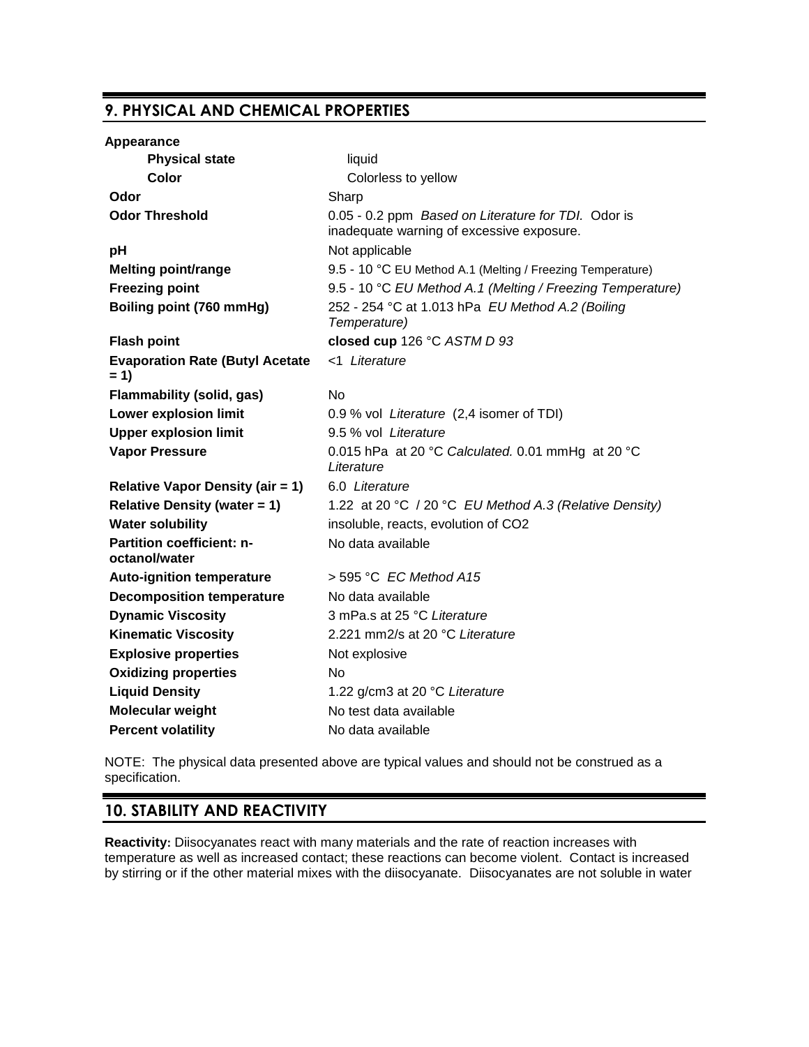## 9. PHYSICAL AND CHEMICAL PROPERTIES

| | |
|---|---|
| **Appearance** | |
| **Physical state** | liquid |
| **Color** | Colorless to yellow |
| **Odor** | Sharp |
| **Odor Threshold** | 0.05 - 0.2 ppm *Based on Literature for TDI.* Odor is inadequate warning of excessive exposure. |
| **pH** | Not applicable |
| **Melting point/range** | 9.5 - 10 °C EU Method A.1 (Melting / Freezing Temperature) |
| **Freezing point** | 9.5 - 10 °C *EU Method A.1 (Melting / Freezing Temperature)* |
| **Boiling point (760 mmHg)** | 252 - 254 °C at 1.013 hPa *EU Method A.2 (Boiling Temperature)* |
| **Flash point** | **closed cup** 126 °C *ASTM D 93* |
| **Evaporation Rate (Butyl Acetate = 1)** | <1 *Literature* |
| **Flammability (solid, gas)** | No |
| **Lower explosion limit** | 0.9 % vol *Literature* (2,4 isomer of TDI) |
| **Upper explosion limit** | 9.5 % vol *Literature* |
| **Vapor Pressure** | 0.015 hPa at 20 °C *Calculated.* 0.01 mmHg at 20 °C *Literature* |
| **Relative Vapor Density (air = 1)** | 6.0 *Literature* |
| **Relative Density (water = 1)** | 1.22 at 20 °C / 20 °C *EU Method A.3 (Relative Density)* |
| **Water solubility** | insoluble, reacts, evolution of $CO_2$ |
| **Partition coefficient: n-octanol/water** | No data available |
| **Auto-ignition temperature** | > 595 °C *EC Method A15* |
| **Decomposition temperature** | No data available |
| **Dynamic Viscosity** | 3 mPa.s at 25 °C *Literature* |
| **Kinematic Viscosity** | 2.221 mm2/s at 20 °C *Literature* |
| **Explosive properties** | Not explosive |
| **Oxidizing properties** | No |
| **Liquid Density** | 1.22 g/cm3 at 20 °C *Literature* |
| **Molecular weight** | No test data available |
| **Percent volatility** | No data available |

NOTE: The physical data presented above are typical values and should not be construed as a specification.

## 10. STABILITY AND REACTIVITY

**Reactivity:** Diisocyanates react with many materials and the rate of reaction increases with temperature as well as increased contact; these reactions can become violent. Contact is increased by stirring or if the other material mixes with the diisocyanate. Diisocyanates are not soluble in water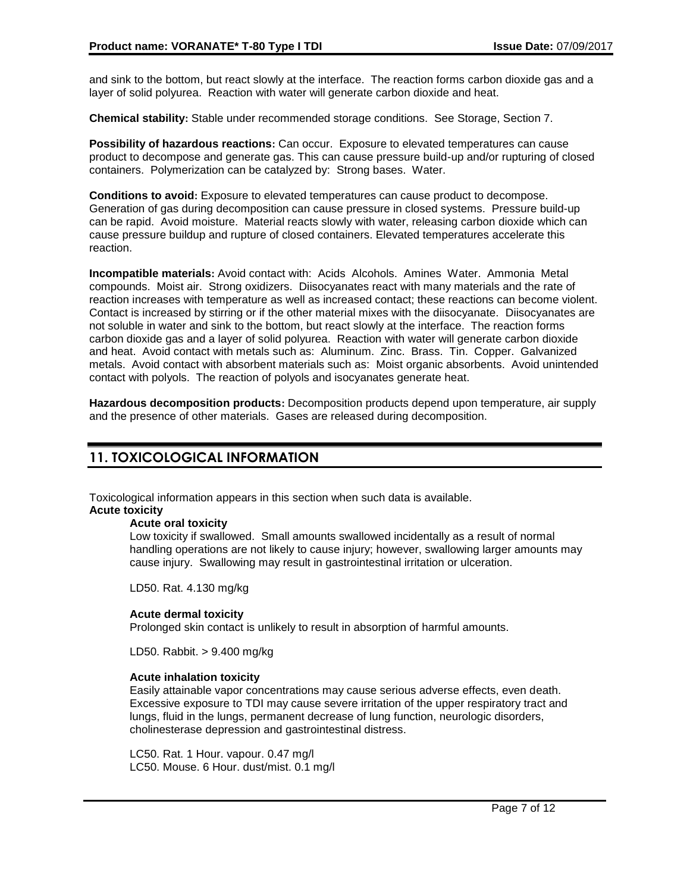and sink to the bottom, but react slowly at the interface. The reaction forms carbon dioxide gas and a layer of solid polyurea. Reaction with water will generate carbon dioxide and heat.

**Chemical stability:** Stable under recommended storage conditions. See Storage, Section 7.

**Possibility of hazardous reactions:** Can occur. Exposure to elevated temperatures can cause product to decompose and generate gas. This can cause pressure build-up and/or rupturing of closed containers. Polymerization can be catalyzed by: Strong bases. Water.

**Conditions to avoid:** Exposure to elevated temperatures can cause product to decompose. Generation of gas during decomposition can cause pressure in closed systems. Pressure build-up can be rapid. Avoid moisture. Material reacts slowly with water, releasing carbon dioxide which can cause pressure buildup and rupture of closed containers. Elevated temperatures accelerate this reaction.

**Incompatible materials:** Avoid contact with: Acids Alcohols. Amines Water. Ammonia Metal compounds. Moist air. Strong oxidizers. Diisocyanates react with many materials and the rate of reaction increases with temperature as well as increased contact; these reactions can become violent. Contact is increased by stirring or if the other material mixes with the diisocyanate. Diisocyanates are not soluble in water and sink to the bottom, but react slowly at the interface. The reaction forms carbon dioxide gas and a layer of solid polyurea. Reaction with water will generate carbon dioxide and heat. Avoid contact with metals such as: Aluminum. Zinc. Brass. Tin. Copper. Galvanized metals. Avoid contact with absorbent materials such as: Moist organic absorbents. Avoid unintended contact with polyols. The reaction of polyols and isocyanates generate heat.

**Hazardous decomposition products:** Decomposition products depend upon temperature, air supply and the presence of other materials. Gases are released during decomposition.

## 11. TOXICOLOGICAL INFORMATION

Toxicological information appears in this section when such data is available.

**Acute toxicity**

**Acute oral toxicity**

Low toxicity if swallowed. Small amounts swallowed incidentally as a result of normal handling operations are not likely to cause injury; however, swallowing larger amounts may cause injury. Swallowing may result in gastrointestinal irritation or ulceration.

LD50. Rat. 4.130 mg/kg

**Acute dermal toxicity**

Prolonged skin contact is unlikely to result in absorption of harmful amounts.

LD50. Rabbit. > 9.400 mg/kg

**Acute inhalation toxicity**

Easily attainable vapor concentrations may cause serious adverse effects, even death. Excessive exposure to TDI may cause severe irritation of the upper respiratory tract and lungs, fluid in the lungs, permanent decrease of lung function, neurologic disorders, cholinesterase depression and gastrointestinal distress.

LC50. Rat. 1 Hour. vapour. 0.47 mg/l
LC50. Mouse. 6 Hour. dust/mist. 0.1 mg/l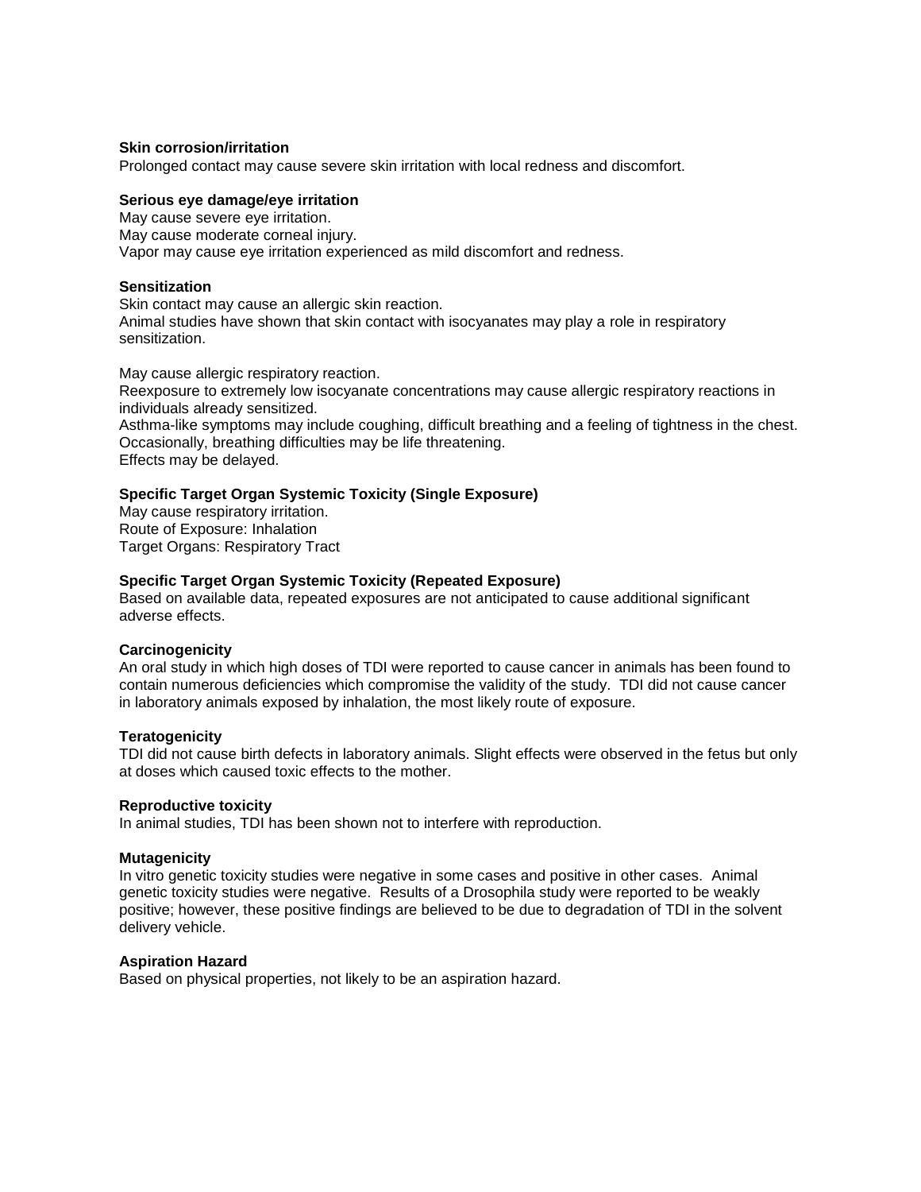**Skin corrosion/irritation**

Prolonged contact may cause severe skin irritation with local redness and discomfort.

**Serious eye damage/eye irritation**

May cause severe eye irritation.
May cause moderate corneal injury.
Vapor may cause eye irritation experienced as mild discomfort and redness.

**Sensitization**

Skin contact may cause an allergic skin reaction.
Animal studies have shown that skin contact with isocyanates may play a role in respiratory sensitization.

May cause allergic respiratory reaction.
Reexposure to extremely low isocyanate concentrations may cause allergic respiratory reactions in individuals already sensitized.
Asthma-like symptoms may include coughing, difficult breathing and a feeling of tightness in the chest.
Occasionally, breathing difficulties may be life threatening.
Effects may be delayed.

**Specific Target Organ Systemic Toxicity (Single Exposure)**

May cause respiratory irritation.
Route of Exposure: Inhalation
Target Organs: Respiratory Tract

**Specific Target Organ Systemic Toxicity (Repeated Exposure)**

Based on available data, repeated exposures are not anticipated to cause additional significant adverse effects.

**Carcinogenicity**

An oral study in which high doses of TDI were reported to cause cancer in animals has been found to contain numerous deficiencies which compromise the validity of the study. TDI did not cause cancer in laboratory animals exposed by inhalation, the most likely route of exposure.

**Teratogenicity**

TDI did not cause birth defects in laboratory animals. Slight effects were observed in the fetus but only at doses which caused toxic effects to the mother.

**Reproductive toxicity**

In animal studies, TDI has been shown not to interfere with reproduction.

**Mutagenicity**

In vitro genetic toxicity studies were negative in some cases and positive in other cases. Animal genetic toxicity studies were negative. Results of a Drosophila study were reported to be weakly positive; however, these positive findings are believed to be due to degradation of TDI in the solvent delivery vehicle.

**Aspiration Hazard**

Based on physical properties, not likely to be an aspiration hazard.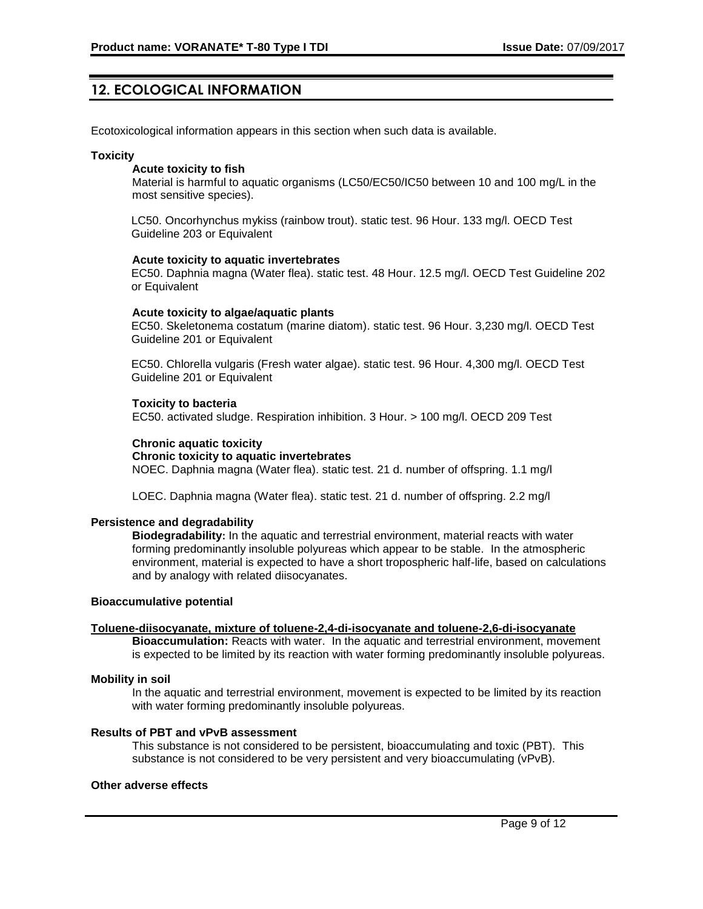## 12. ECOLOGICAL INFORMATION

Ecotoxicological information appears in this section when such data is available.

### Toxicity

**Acute toxicity to fish**

Material is harmful to aquatic organisms (LC50/EC50/IC50 between 10 and 100 mg/L in the most sensitive species).

LC50. Oncorhynchus mykiss (rainbow trout). static test. 96 Hour. 133 mg/l. OECD Test Guideline 203 or Equivalent

**Acute toxicity to aquatic invertebrates**

EC50. Daphnia magna (Water flea). static test. 48 Hour. 12.5 mg/l. OECD Test Guideline 202 or Equivalent

**Acute toxicity to algae/aquatic plants**

EC50. Skeletonema costatum (marine diatom). static test. 96 Hour. 3,230 mg/l. OECD Test Guideline 201 or Equivalent

EC50. Chlorella vulgaris (Fresh water algae). static test. 96 Hour. 4,300 mg/l. OECD Test Guideline 201 or Equivalent

**Toxicity to bacteria**

EC50. activated sludge. Respiration inhibition. 3 Hour. > 100 mg/l. OECD 209 Test

**Chronic aquatic toxicity**

**Chronic toxicity to aquatic invertebrates**

NOEC. Daphnia magna (Water flea). static test. 21 d. number of offspring. 1.1 mg/l

LOEC. Daphnia magna (Water flea). static test. 21 d. number of offspring. 2.2 mg/l

### Persistence and degradability

**Biodegradability:** In the aquatic and terrestrial environment, material reacts with water forming predominantly insoluble polyureas which appear to be stable. In the atmospheric environment, material is expected to have a short tropospheric half-life, based on calculations and by analogy with related diisocyanates.

### Bioaccumulative potential

**Toluene-diisocyanate, mixture of toluene-2,4-di-isocyanate and toluene-2,6-di-isocyanate**

**Bioaccumulation:** Reacts with water. In the aquatic and terrestrial environment, movement is expected to be limited by its reaction with water forming predominantly insoluble polyureas.

### Mobility in soil

In the aquatic and terrestrial environment, movement is expected to be limited by its reaction with water forming predominantly insoluble polyureas.

### Results of PBT and vPvB assessment

This substance is not considered to be persistent, bioaccumulating and toxic (PBT). This substance is not considered to be very persistent and very bioaccumulating (vPvB).

### Other adverse effects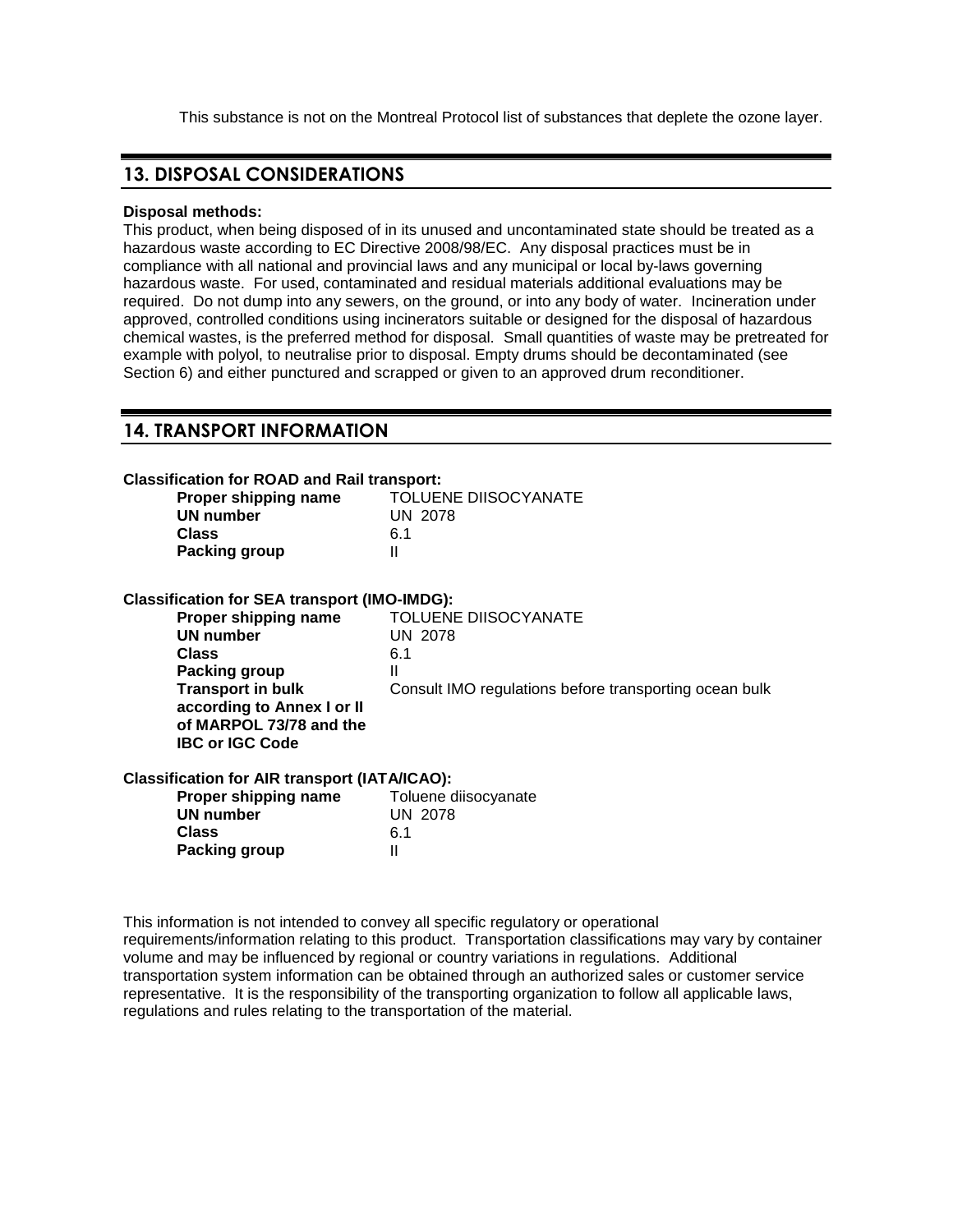This substance is not on the Montreal Protocol list of substances that deplete the ozone layer.

## 13. DISPOSAL CONSIDERATIONS

**Disposal methods:**

This product, when being disposed of in its unused and uncontaminated state should be treated as a hazardous waste according to EC Directive 2008/98/EC. Any disposal practices must be in compliance with all national and provincial laws and any municipal or local by-laws governing hazardous waste. For used, contaminated and residual materials additional evaluations may be required. Do not dump into any sewers, on the ground, or into any body of water. Incineration under approved, controlled conditions using incinerators suitable or designed for the disposal of hazardous chemical wastes, is the preferred method for disposal. Small quantities of waste may be pretreated for example with polyol, to neutralise prior to disposal. Empty drums should be decontaminated (see Section 6) and either punctured and scrapped or given to an approved drum reconditioner.

## 14. TRANSPORT INFORMATION

**Classification for ROAD and Rail transport:**

| | |
|---|---|
| **Proper shipping name** | TOLUENE DIISOCYANATE |
| **UN number** | UN 2078 |
| **Class** | 6.1 |
| **Packing group** | II |

**Classification for SEA transport (IMO-IMDG):**

| | |
|---|---|
| **Proper shipping name** | TOLUENE DIISOCYANATE |
| **UN number** | UN 2078 |
| **Class** | 6.1 |
| **Packing group** | II |
| **Transport in bulk according to Annex I or II of MARPOL 73/78 and the IBC or IGC Code** | Consult IMO regulations before transporting ocean bulk |

**Classification for AIR transport (IATA/ICAO):**

| | |
|---|---|
| **Proper shipping name** | Toluene diisocyanate |
| **UN number** | UN 2078 |
| **Class** | 6.1 |
| **Packing group** | II |

This information is not intended to convey all specific regulatory or operational requirements/information relating to this product. Transportation classifications may vary by container volume and may be influenced by regional or country variations in regulations. Additional transportation system information can be obtained through an authorized sales or customer service representative. It is the responsibility of the transporting organization to follow all applicable laws, regulations and rules relating to the transportation of the material.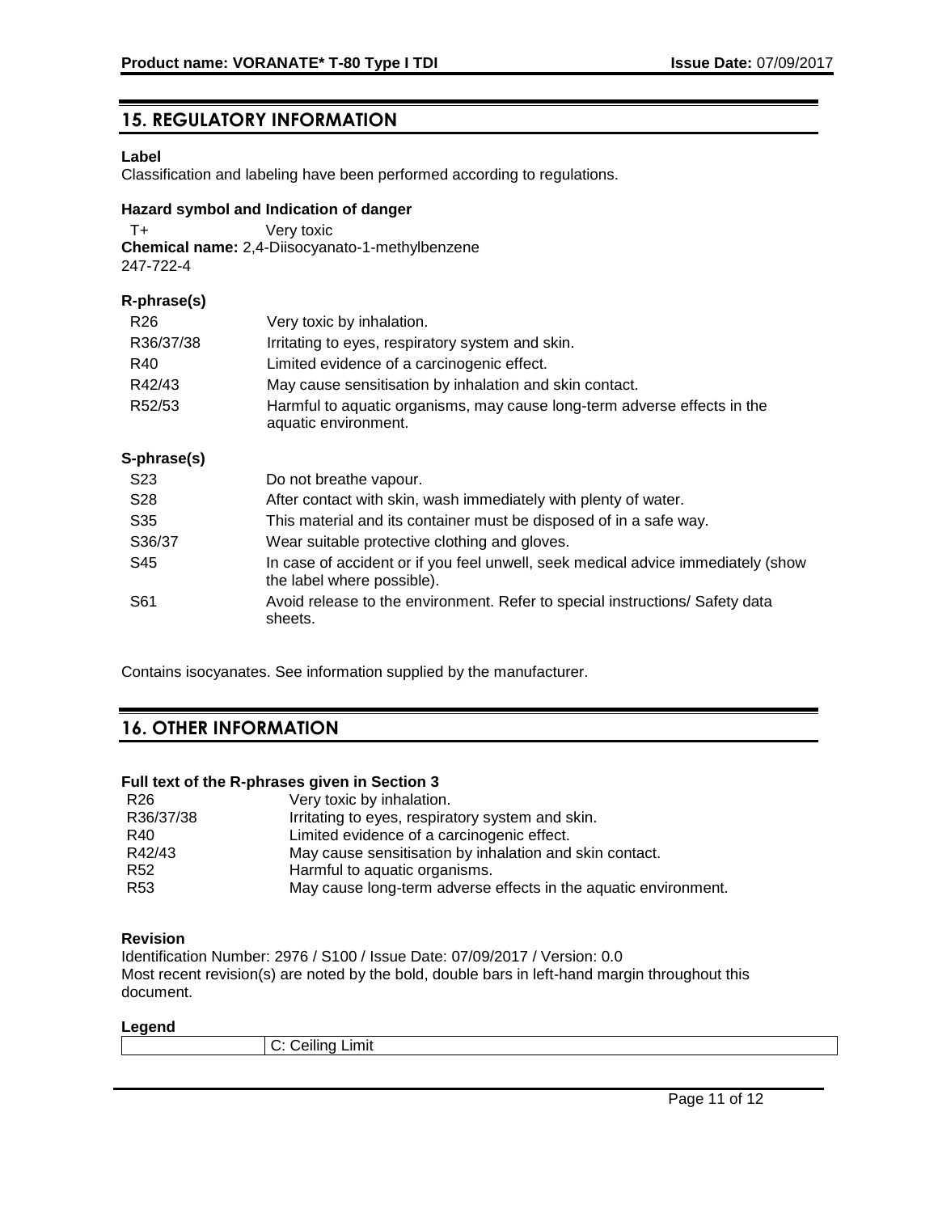## 15. REGULATORY INFORMATION

**Label**

Classification and labeling have been performed according to regulations.

**Hazard symbol and Indication of danger**

| | |
|---|---|
| T+ | Very toxic |

**Chemical name:** 2,4-Diisocyanato-1-methylbenzene
247-722-4

**R-phrase(s)**

| | |
|---|---|
| R26 | Very toxic by inhalation. |
| R36/37/38 | Irritating to eyes, respiratory system and skin. |
| R40 | Limited evidence of a carcinogenic effect. |
| R42/43 | May cause sensitisation by inhalation and skin contact. |
| R52/53 | Harmful to aquatic organisms, may cause long-term adverse effects in the aquatic environment. |

**S-phrase(s)**

| | |
|---|---|
| S23 | Do not breathe vapour. |
| S28 | After contact with skin, wash immediately with plenty of water. |
| S35 | This material and its container must be disposed of in a safe way. |
| S36/37 | Wear suitable protective clothing and gloves. |
| S45 | In case of accident or if you feel unwell, seek medical advice immediately (show the label where possible). |
| S61 | Avoid release to the environment. Refer to special instructions/ Safety data sheets. |

Contains isocyanates. See information supplied by the manufacturer.

## 16. OTHER INFORMATION

**Full text of the R-phrases given in Section 3**

| | |
|---|---|
| R26 | Very toxic by inhalation. |
| R36/37/38 | Irritating to eyes, respiratory system and skin. |
| R40 | Limited evidence of a carcinogenic effect. |
| R42/43 | May cause sensitisation by inhalation and skin contact. |
| R52 | Harmful to aquatic organisms. |
| R53 | May cause long-term adverse effects in the aquatic environment. |

**Revision**

Identification Number: 2976 / S100 / Issue Date: 07/09/2017 / Version: 0.0
Most recent revision(s) are noted by the bold, double bars in left-hand margin throughout this document.

**Legend**

| | |
|---|---|
| | C: Ceiling Limit |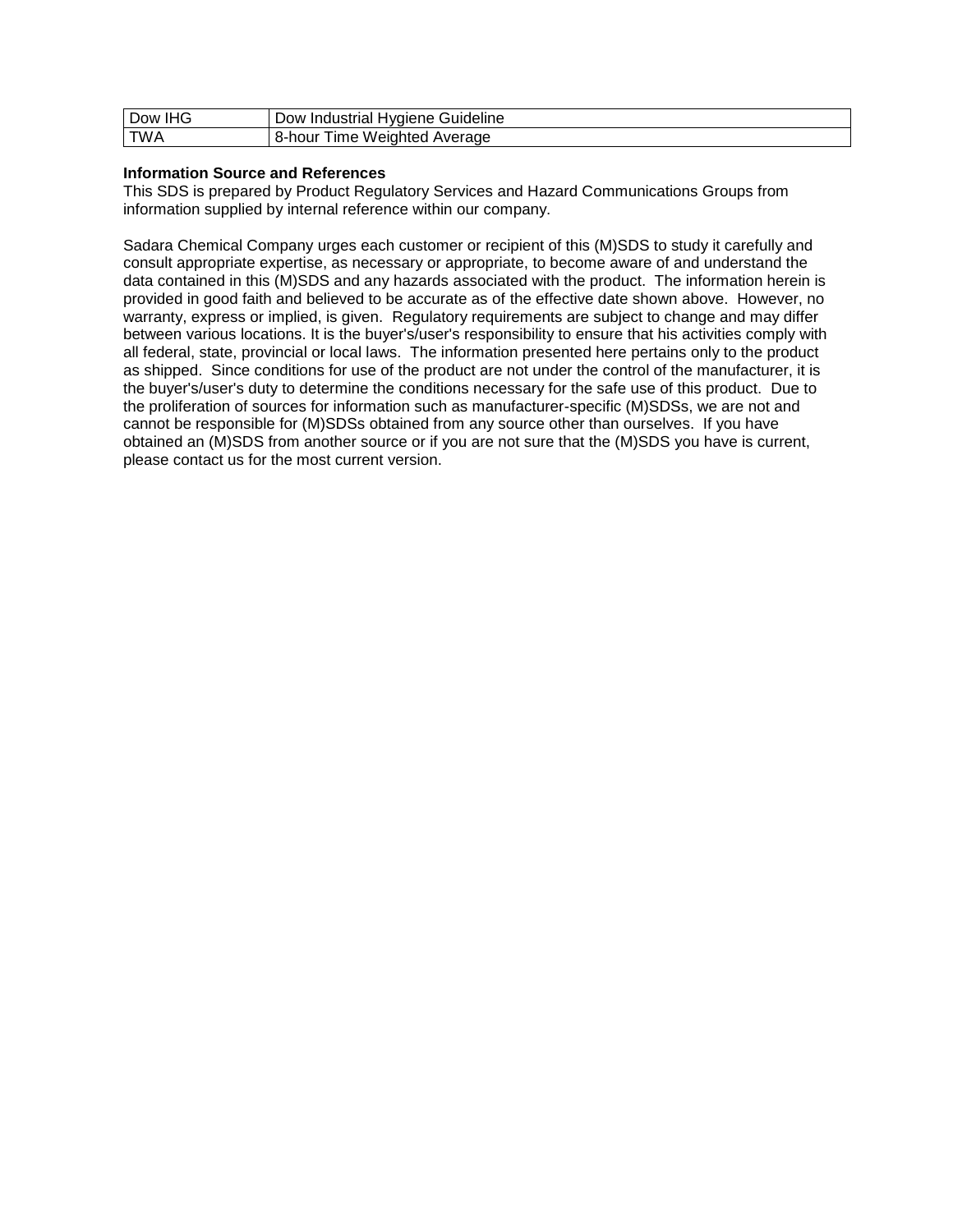| | |
|---|---|
| Dow IHG | Dow Industrial Hygiene Guideline |
| TWA | 8-hour Time Weighted Average |

**Information Source and References**

This SDS is prepared by Product Regulatory Services and Hazard Communications Groups from information supplied by internal reference within our company.

Sadara Chemical Company urges each customer or recipient of this (M)SDS to study it carefully and consult appropriate expertise, as necessary or appropriate, to become aware of and understand the data contained in this (M)SDS and any hazards associated with the product. The information herein is provided in good faith and believed to be accurate as of the effective date shown above. However, no warranty, express or implied, is given. Regulatory requirements are subject to change and may differ between various locations. It is the buyer's/user's responsibility to ensure that his activities comply with all federal, state, provincial or local laws. The information presented here pertains only to the product as shipped. Since conditions for use of the product are not under the control of the manufacturer, it is the buyer's/user's duty to determine the conditions necessary for the safe use of this product. Due to the proliferation of sources for information such as manufacturer-specific (M)SDSs, we are not and cannot be responsible for (M)SDSs obtained from any source other than ourselves. If you have obtained an (M)SDS from another source or if you are not sure that the (M)SDS you have is current, please contact us for the most current version.